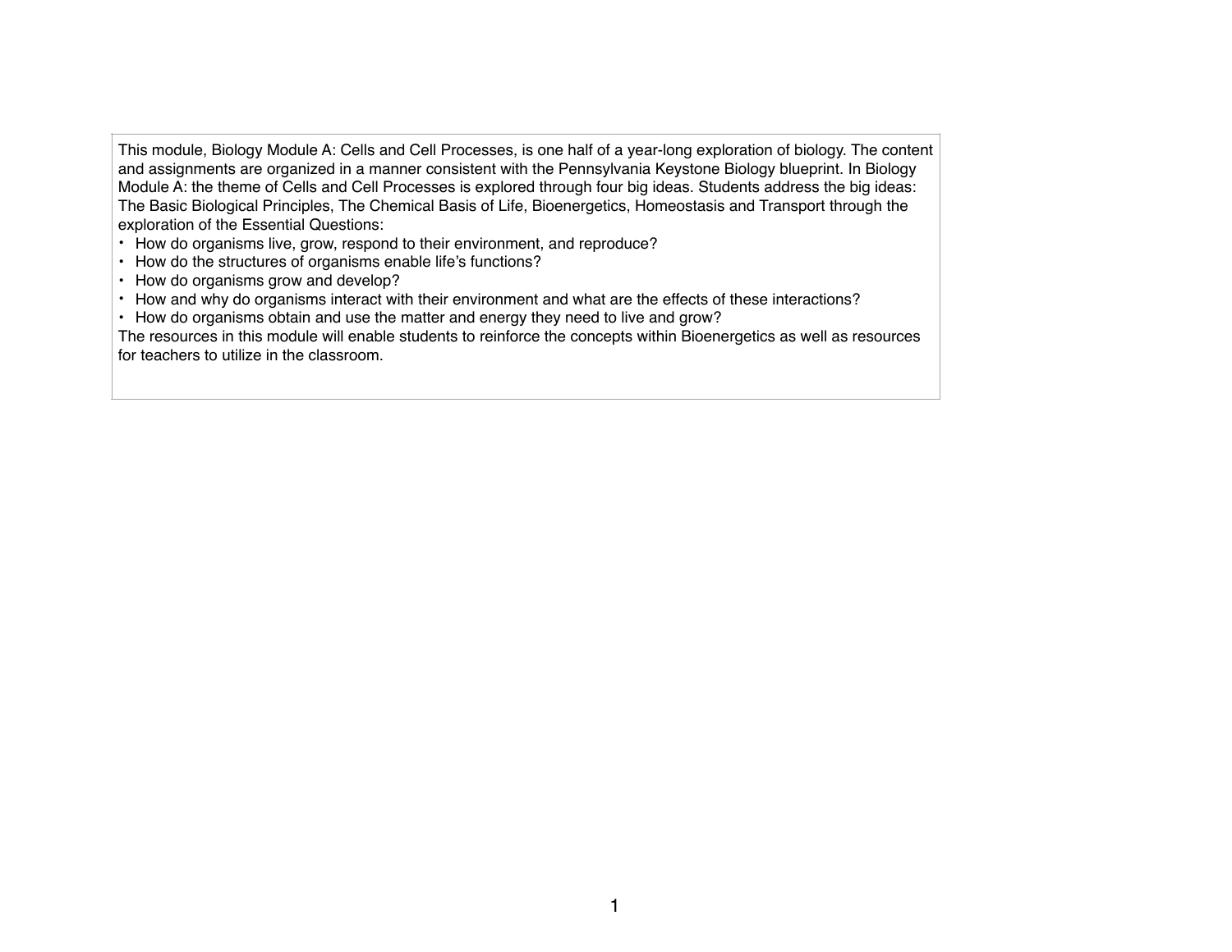This module, Biology Module A: Cells and Cell Processes, is one half of a year-long exploration of biology. The content and assignments are organized in a manner consistent with the Pennsylvania Keystone Biology blueprint. In Biology Module A: the theme of Cells and Cell Processes is explored through four big ideas. Students address the big ideas: The Basic Biological Principles, The Chemical Basis of Life, Bioenergetics, Homeostasis and Transport through the exploration of the Essential Questions:

- How do organisms live, grow, respond to their environment, and reproduce?
- How do the structures of organisms enable life's functions?
- How do organisms grow and develop?
- How and why do organisms interact with their environment and what are the effects of these interactions?
- How do organisms obtain and use the matter and energy they need to live and grow?

The resources in this module will enable students to reinforce the concepts within Bioenergetics as well as resources for teachers to utilize in the classroom.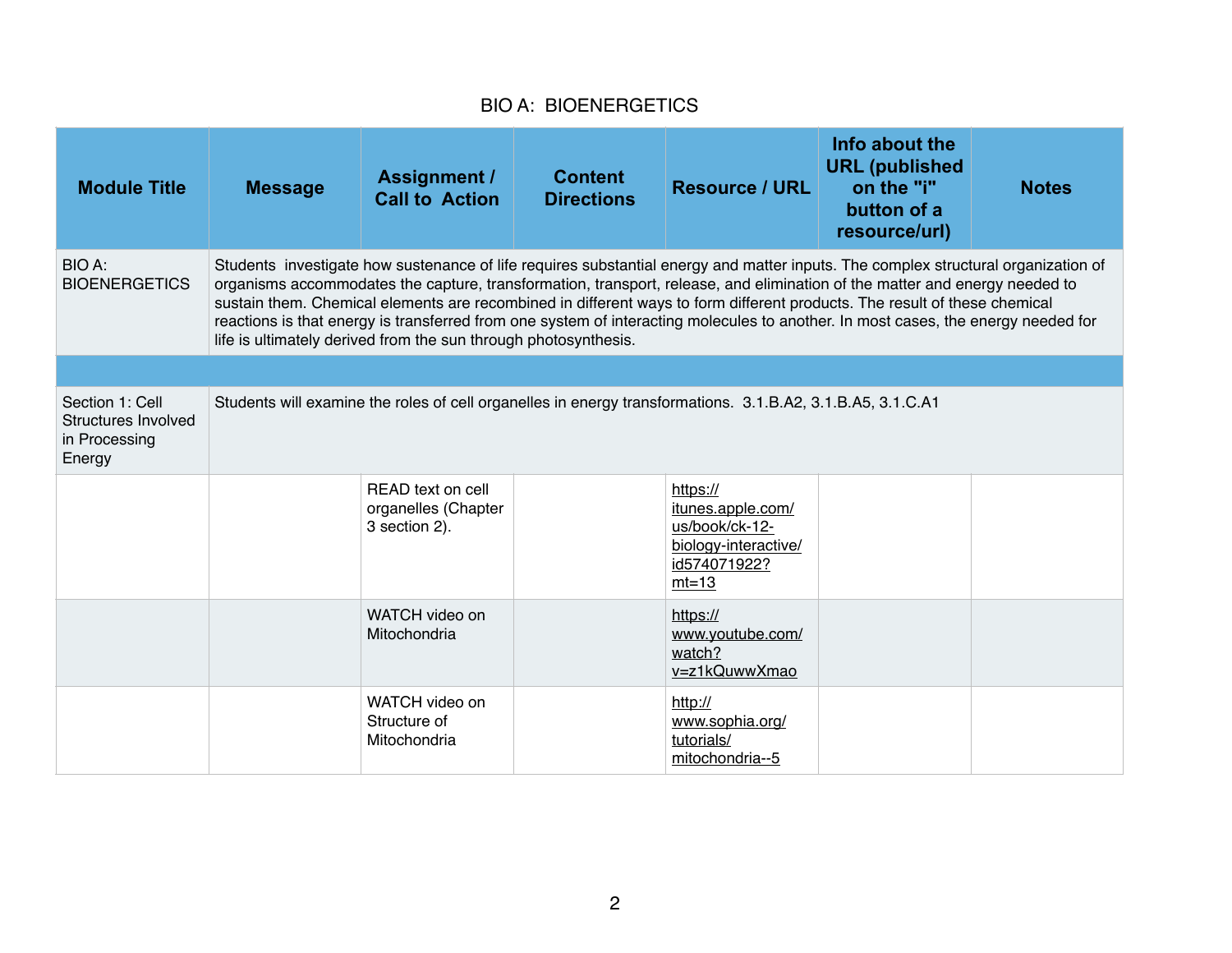# BIO A: BIOENERGETICS

| Module Title | Message | Assignment / Call to Action | Content Directions | Resource / URL | Info about the URL (published on the "i" button of a resource/url) | Notes |
|---|---|---|---|---|---|---|
| BIO A: BIOENERGETICS | Students investigate how sustenance of life requires substantial energy and matter inputs. The complex structural organization of organisms accommodates the capture, transformation, transport, release, and elimination of the matter and energy needed to sustain them. Chemical elements are recombined in different ways to form different products. The result of these chemical reactions is that energy is transferred from one system of interacting molecules to another. In most cases, the energy needed for life is ultimately derived from the sun through photosynthesis. | | | | | |
| | | | | | | |
| Section 1: Cell Structures Involved in Processing Energy | Students will examine the roles of cell organelles in energy transformations. 3.1.B.A2, 3.1.B.A5, 3.1.C.A1 | | | | | |
| | | READ text on cell organelles (Chapter 3 section 2). | | https://itunes.apple.com/us/book/ck-12-biology-interactive/id574071922?mt=13 | | |
| | | WATCH video on Mitochondria | | https://www.youtube.com/watch?v=z1kQuwwXmao | | |
| | | WATCH video on Structure of Mitochondria | | http://www.sophia.org/tutorials/mitochondria--5 | | |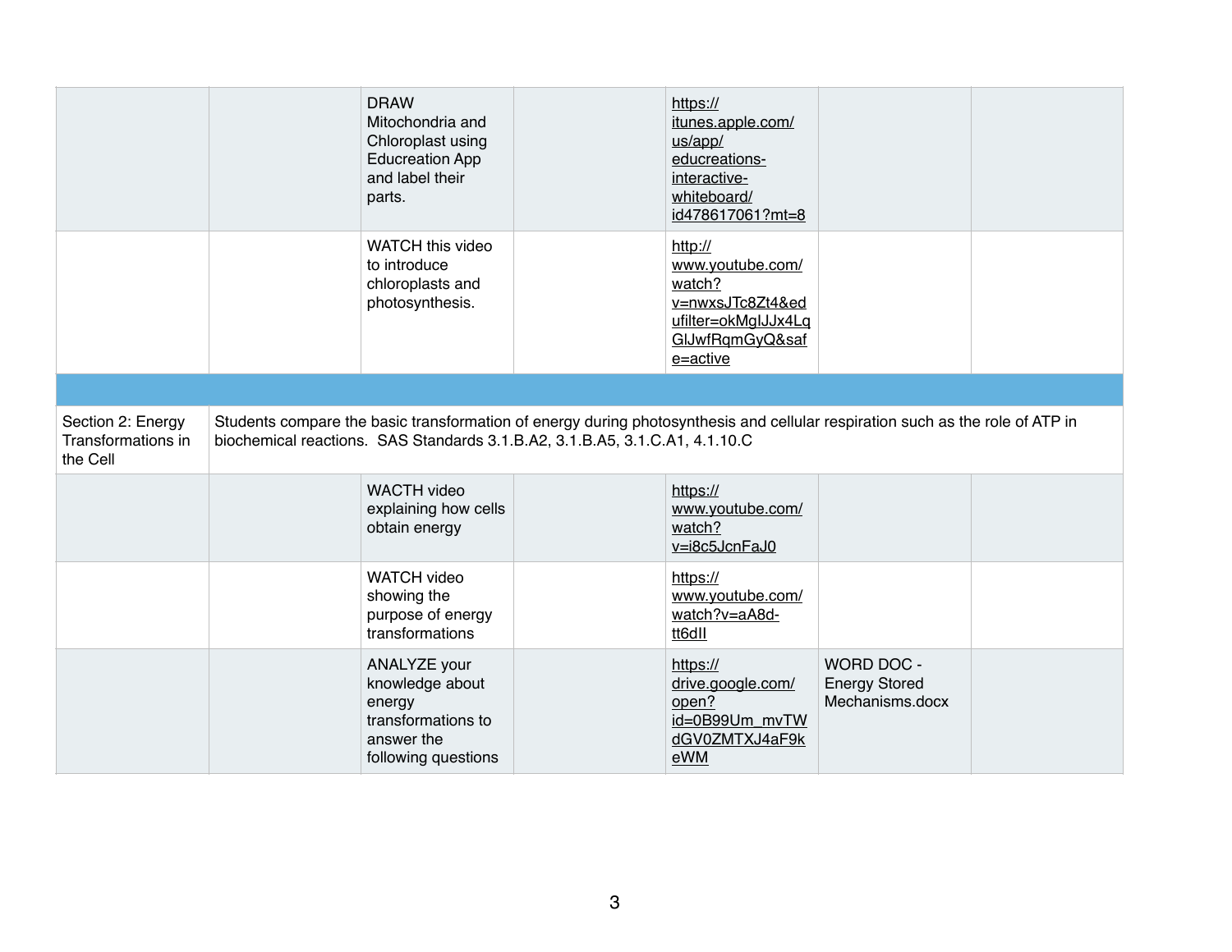| | | | | | | |
|---|---|---|---|---|---|---|
| | | DRAW Mitochondria and Chloroplast using Educreation App and label their parts. | | https://itunes.apple.com/us/app/educreations-interactive-whiteboard/id478617061?mt=8 | | |
| | | WATCH this video to introduce chloroplasts and photosynthesis. | | http://www.youtube.com/watch?v=nwxsJTc8Zt4&edufilter=okMgIJJx4LqGlJwfRqmGyQ&safe=active | | |
| | | | | | | |
| Section 2: Energy Transformations in the Cell | Students compare the basic transformation of energy during photosynthesis and cellular respiration such as the role of ATP in biochemical reactions. SAS Standards 3.1.B.A2, 3.1.B.A5, 3.1.C.A1, 4.1.10.C | | | | | |
| | | WACTH video explaining how cells obtain energy | | https://www.youtube.com/watch?v=i8c5JcnFaJ0 | | |
| | | WATCH video showing the purpose of energy transformations | | https://www.youtube.com/watch?v=aA8d-tt6dII | | |
| | | ANALYZE your knowledge about energy transformations to answer the following questions | | https://drive.google.com/open?id=0B99Um_mvTWdGV0ZMTXJ4aF9keWM | WORD DOC - Energy Stored Mechanisms.docx | |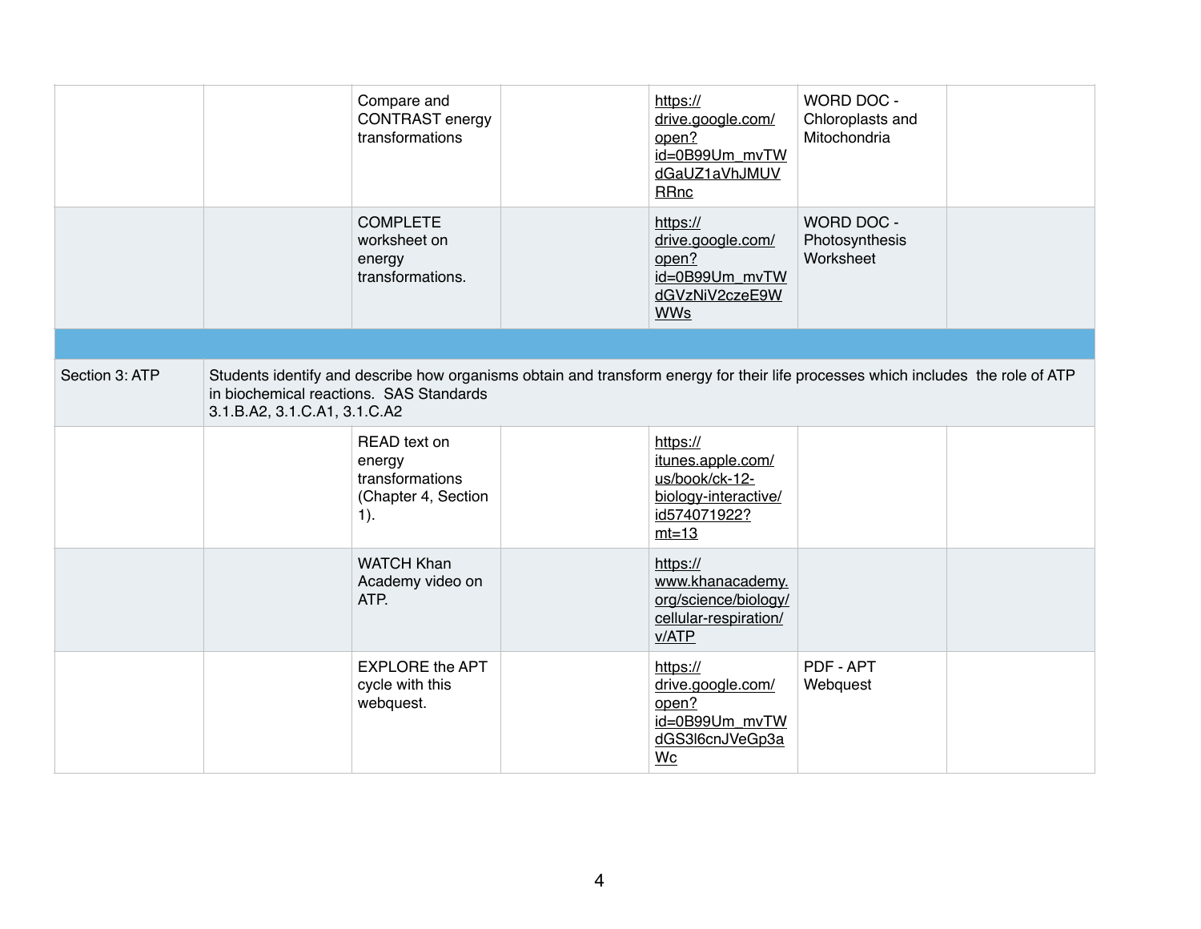| | | | | | | |
|---|---|---|---|---|---|---|
| | | Compare and CONTRAST energy transformations | | https://drive.google.com/open?id=0B99Um_mvTWdGaUZ1aVhJMUVRRnc | WORD DOC - Chloroplasts and Mitochondria | |
| | | COMPLETE worksheet on energy transformations. | | https://drive.google.com/open?id=0B99Um_mvTWdGVzNiV2czeE9WWWs | WORD DOC - Photosynthesis Worksheet | |
| | | | | | | |
| Section 3: ATP | Students identify and describe how organisms obtain and transform energy for their life processes which includes the role of ATP in biochemical reactions. SAS Standards 3.1.B.A2, 3.1.C.A1, 3.1.C.A2 | | | | | |
| | | READ text on energy transformations (Chapter 4, Section 1). | | https://itunes.apple.com/us/book/ck-12-biology-interactive/id574071922?mt=13 | | |
| | | WATCH Khan Academy video on ATP. | | https://www.khanacademy.org/science/biology/cellular-respiration/v/ATP | | |
| | | EXPLORE the APT cycle with this webquest. | | https://drive.google.com/open?id=0B99Um_mvTWdGS3l6cnJVeGp3aWc | PDF - APT Webquest | |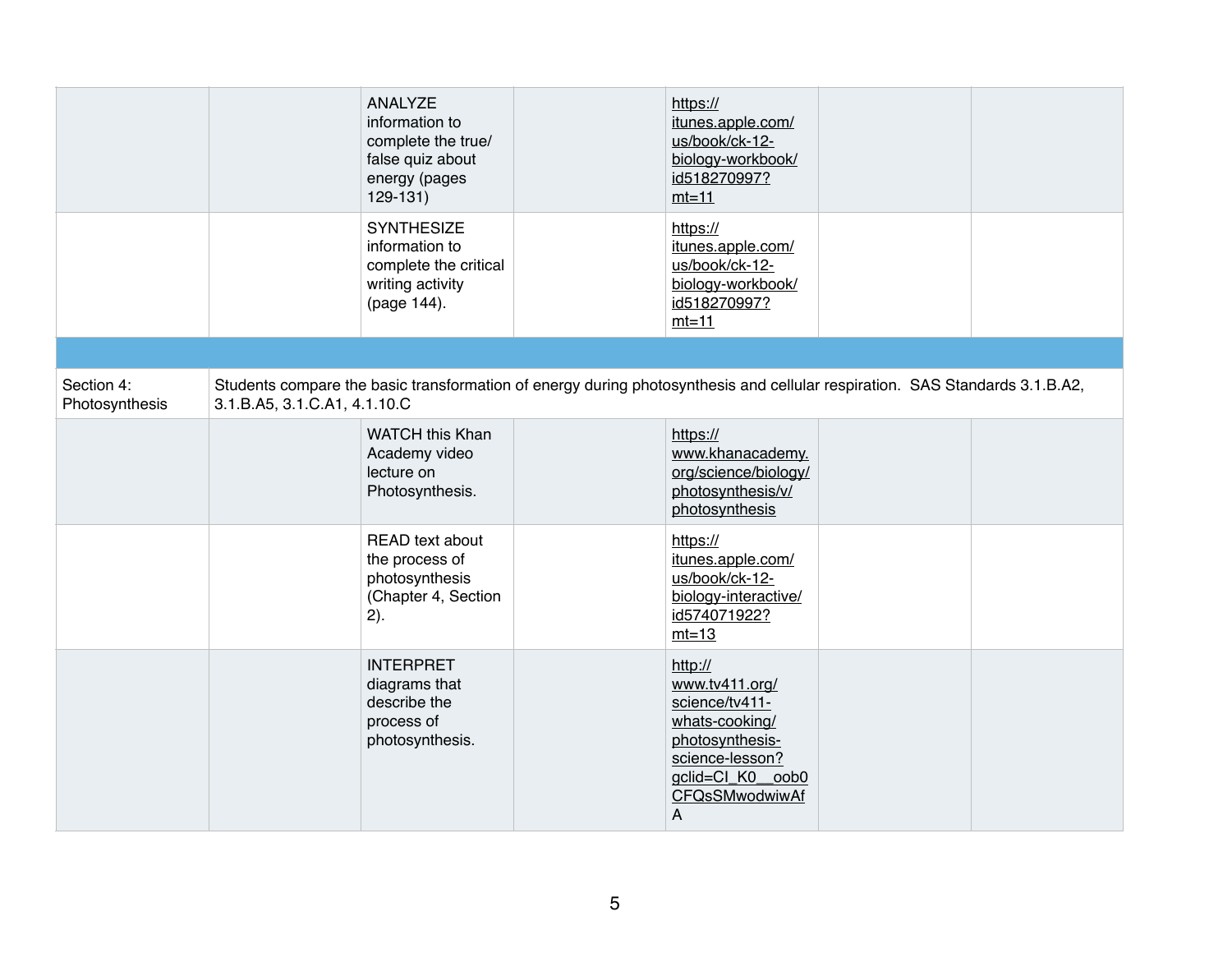| | | | | | | |
|---|---|---|---|---|---|---|
| | | ANALYZE information to complete the true/false quiz about energy (pages 129-131) | | https://itunes.apple.com/us/book/ck-12-biology-workbook/id518270997?mt=11 | | |
| | | SYNTHESIZE information to complete the critical writing activity (page 144). | | https://itunes.apple.com/us/book/ck-12-biology-workbook/id518270997?mt=11 | | |
| | | | | | | |
| Section 4: Photosynthesis | Students compare the basic transformation of energy during photosynthesis and cellular respiration. SAS Standards 3.1.B.A2, 3.1.B.A5, 3.1.C.A1, 4.1.10.C | | | | | |
| | | WATCH this Khan Academy video lecture on Photosynthesis. | | https://www.khanacademy.org/science/biology/photosynthesis/v/photosynthesis | | |
| | | READ text about the process of photosynthesis (Chapter 4, Section 2). | | https://itunes.apple.com/us/book/ck-12-biology-interactive/id574071922?mt=13 | | |
| | | INTERPRET diagrams that describe the process of photosynthesis. | | http://www.tv411.org/science/tv411-whats-cooking/photosynthesis-science-lesson?gclid=CI_K0__oob0CFQsSMwodwiwAfA | | |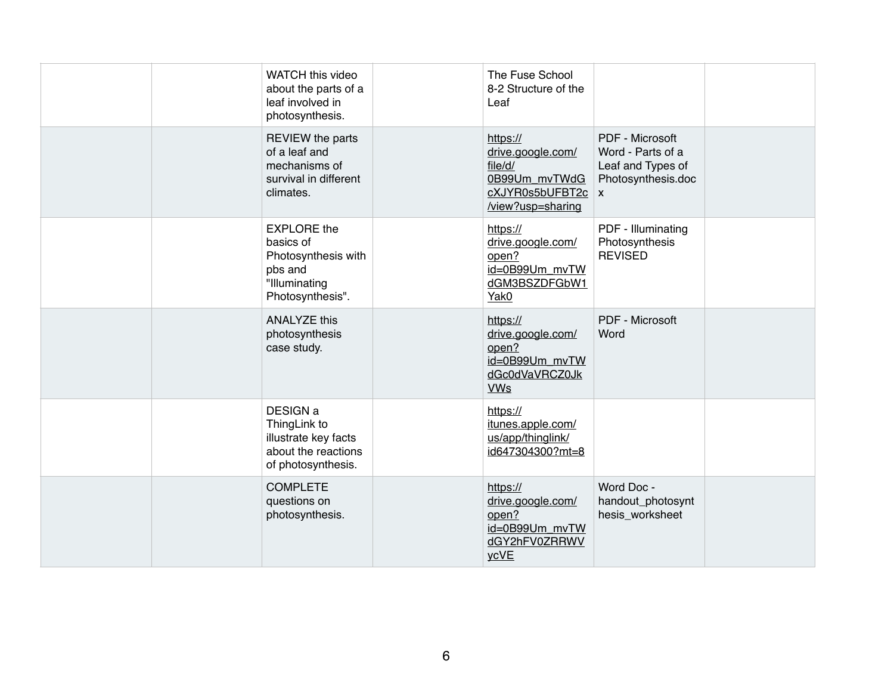| | | | | | | |
|---|---|---|---|---|---|---|
| | | WATCH this video about the parts of a leaf involved in photosynthesis. | | The Fuse School 8-2 Structure of the Leaf | | |
| | | REVIEW the parts of a leaf and mechanisms of survival in different climates. | | https://drive.google.com/file/d/0B99Um_mvTWdGcXJYR0s5bUFBT2c/view?usp=sharing | PDF - Microsoft Word - Parts of a Leaf and Types of Photosynthesis.docx | |
| | | EXPLORE the basics of Photosynthesis with pbs and "Illuminating Photosynthesis". | | https://drive.google.com/open?id=0B99Um_mvTWdGM3BSZDFGbW1Yak0 | PDF - Illuminating Photosynthesis REVISED | |
| | | ANALYZE this photosynthesis case study. | | https://drive.google.com/open?id=0B99Um_mvTWdGc0dVaVRCZ0JkVWs | PDF - Microsoft Word | |
| | | DESIGN a ThingLink to illustrate key facts about the reactions of photosynthesis. | | https://itunes.apple.com/us/app/thinglink/id647304300?mt=8 | | |
| | | COMPLETE questions on photosynthesis. | | https://drive.google.com/open?id=0B99Um_mvTWdGY2hFV0ZRRWVycVE | Word Doc - handout_photosynthesis_worksheet | |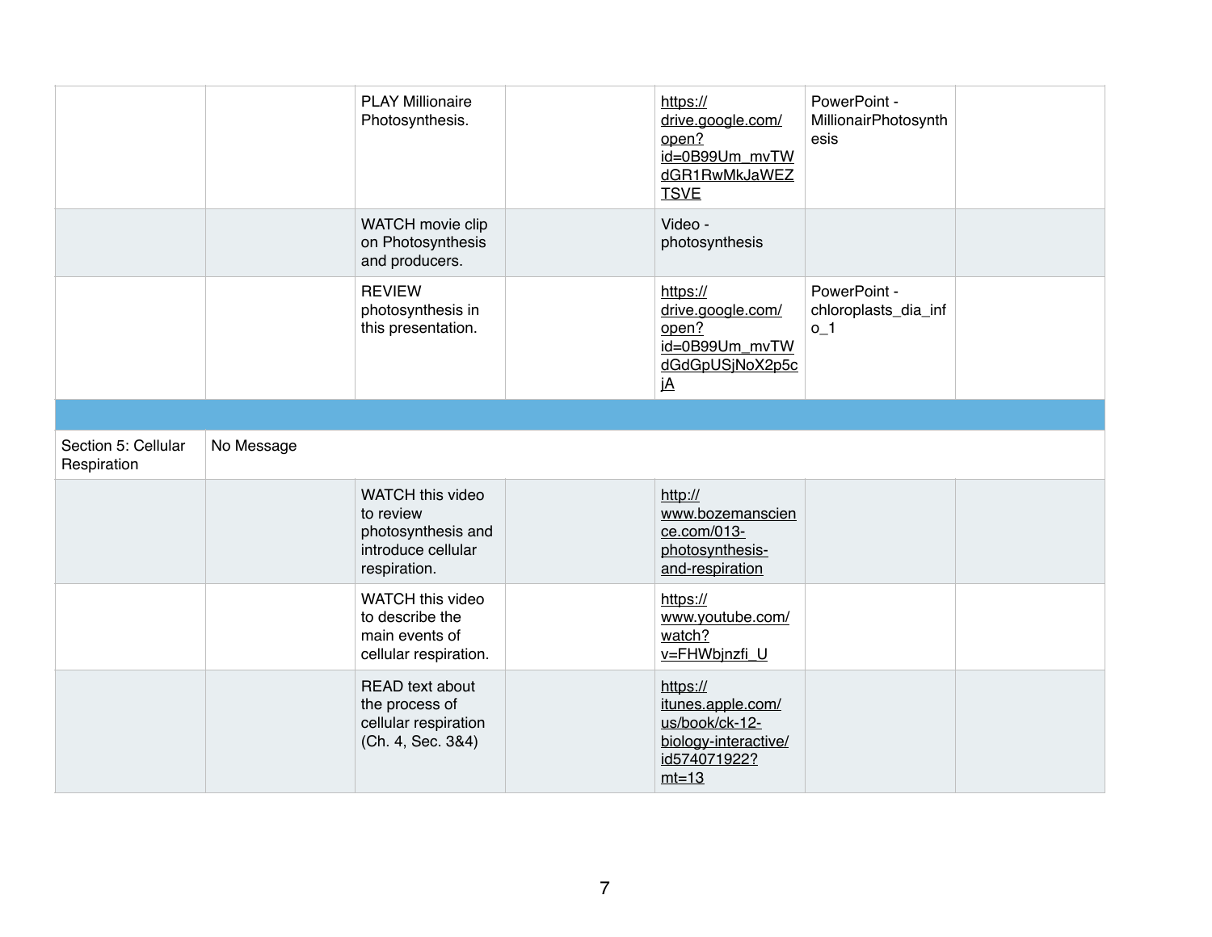| | | | | | | |
|---|---|---|---|---|---|---|
| | | PLAY Millionaire Photosynthesis. | | https://drive.google.com/open?id=0B99Um_mvTWdGR1RwMkJaWEZTSVE | PowerPoint - MillionairPhotosynthesis | |
| | | WATCH movie clip on Photosynthesis and producers. | | Video - photosynthesis | | |
| | | REVIEW photosynthesis in this presentation. | | https://drive.google.com/open?id=0B99Um_mvTWdGdGpUSjNoX2p5cjA | PowerPoint - chloroplasts_dia_info_1 | |
| | | | | | | |
| Section 5: Cellular Respiration | No Message | | | | | |
| | | WATCH this video to review photosynthesis and introduce cellular respiration. | | http://www.bozemanscience.com/013-photosynthesis-and-respiration | | |
| | | WATCH this video to describe the main events of cellular respiration. | | https://www.youtube.com/watch?v=FHWbjnzfi_U | | |
| | | READ text about the process of cellular respiration (Ch. 4, Sec. 3&4) | | https://itunes.apple.com/us/book/ck-12-biology-interactive/id574071922?mt=13 | | |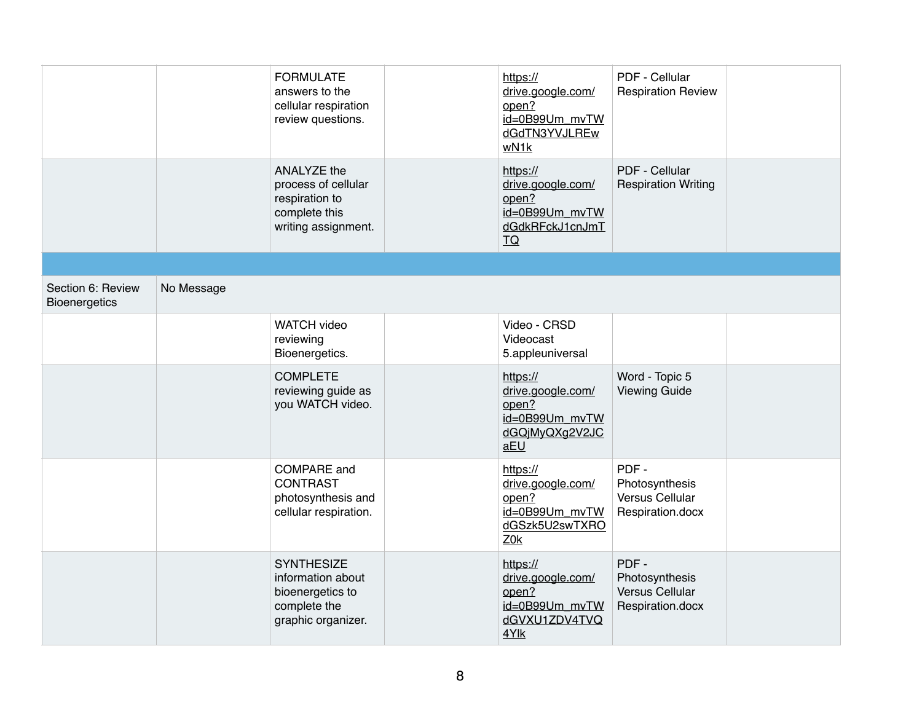| | | | | | | |
|---|---|---|---|---|---|---|
| | | FORMULATE answers to the cellular respiration review questions. | | https://drive.google.com/open?id=0B99Um_mvTWdGdTN3YVJLREwwN1k | PDF - Cellular Respiration Review | |
| | | ANALYZE the process of cellular respiration to complete this writing assignment. | | https://drive.google.com/open?id=0B99Um_mvTWdGdkRFckJ1cnJmTTQ | PDF - Cellular Respiration Writing | |
| | | | | | | |
| Section 6: Review Bioenergetics | No Message | | | | | |
| | | WATCH video reviewing Bioenergetics. | | Video - CRSD Videocast 5.appleuniversal | | |
| | | COMPLETE reviewing guide as you WATCH video. | | https://drive.google.com/open?id=0B99Um_mvTWdGQjMyQXg2V2JCaEU | Word - Topic 5 Viewing Guide | |
| | | COMPARE and CONTRAST photosynthesis and cellular respiration. | | https://drive.google.com/open?id=0B99Um_mvTWdGSzk5U2swTXROZ0k | PDF - Photosynthesis Versus Cellular Respiration.docx | |
| | | SYNTHESIZE information about bioenergetics to complete the graphic organizer. | | https://drive.google.com/open?id=0B99Um_mvTWdGVXU1ZDV4TVQ4YIk | PDF - Photosynthesis Versus Cellular Respiration.docx | |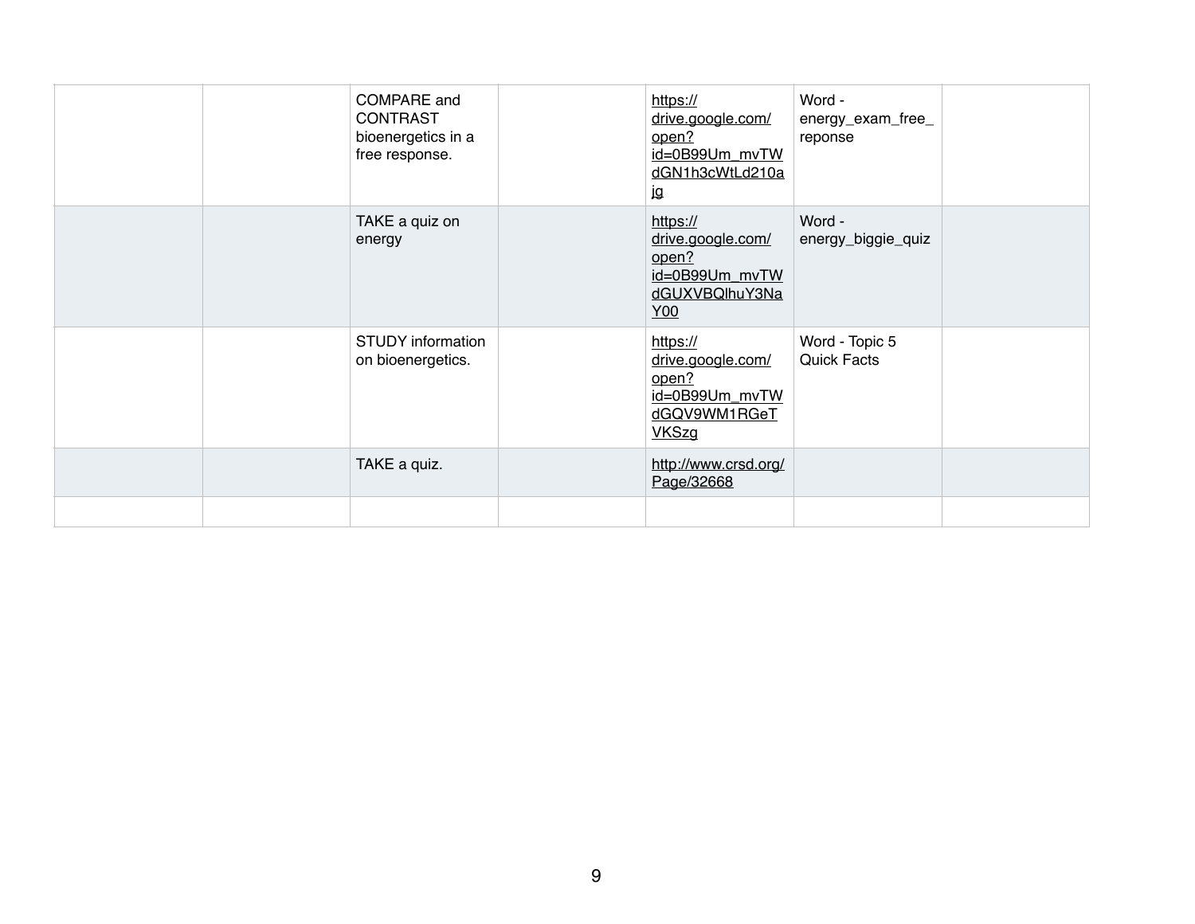| | | | | | | |
|---|---|---|---|---|---|---|
| | | COMPARE and CONTRAST bioenergetics in a free response. | | https://drive.google.com/open?id=0B99Um_mvTWdGN1h3cWtLd210ajg | Word - energy_exam_free_reponse | |
| | | TAKE a quiz on energy | | https://drive.google.com/open?id=0B99Um_mvTWdGUXVBQlhuY3NaY00 | Word - energy_biggie_quiz | |
| | | STUDY information on bioenergetics. | | https://drive.google.com/open?id=0B99Um_mvTWdGQV9WM1RGeTVKSzg | Word - Topic 5 Quick Facts | |
| | | TAKE a quiz. | | http://www.crsd.org/Page/32668 | | |
| | | | | | | |